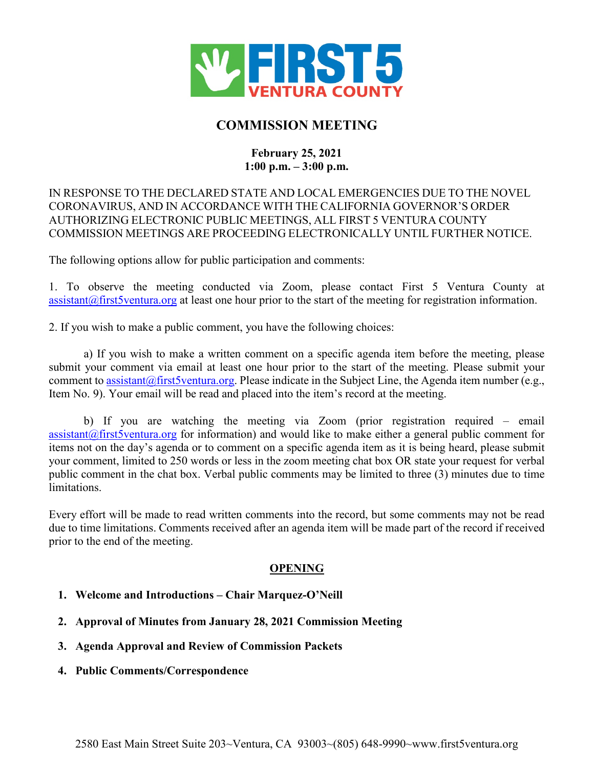# COMMISSION MEETING

**February 25, 2021**
**1:00 p.m. – 3:00 p.m.**

IN RESPONSE TO THE DECLARED STATE AND LOCAL EMERGENCIES DUE TO THE NOVEL CORONAVIRUS, AND IN ACCORDANCE WITH THE CALIFORNIA GOVERNOR'S ORDER AUTHORIZING ELECTRONIC PUBLIC MEETINGS, ALL FIRST 5 VENTURA COUNTY COMMISSION MEETINGS ARE PROCEEDING ELECTRONICALLY UNTIL FURTHER NOTICE.

The following options allow for public participation and comments:

1. To observe the meeting conducted via Zoom, please contact First 5 Ventura County at assistant@first5ventura.org at least one hour prior to the start of the meeting for registration information.

2. If you wish to make a public comment, you have the following choices:

a) If you wish to make a written comment on a specific agenda item before the meeting, please submit your comment via email at least one hour prior to the start of the meeting. Please submit your comment to assistant@first5ventura.org. Please indicate in the Subject Line, the Agenda item number (e.g., Item No. 9). Your email will be read and placed into the item's record at the meeting.

b) If you are watching the meeting via Zoom (prior registration required – email assistant@first5ventura.org for information) and would like to make either a general public comment for items not on the day's agenda or to comment on a specific agenda item as it is being heard, please submit your comment, limited to 250 words or less in the zoom meeting chat box OR state your request for verbal public comment in the chat box. Verbal public comments may be limited to three (3) minutes due to time limitations.

Every effort will be made to read written comments into the record, but some comments may not be read due to time limitations. Comments received after an agenda item will be made part of the record if received prior to the end of the meeting.

## OPENING

1. **Welcome and Introductions – Chair Marquez-O'Neill**
2. **Approval of Minutes from January 28, 2021 Commission Meeting**
3. **Agenda Approval and Review of Commission Packets**
4. **Public Comments/Correspondence**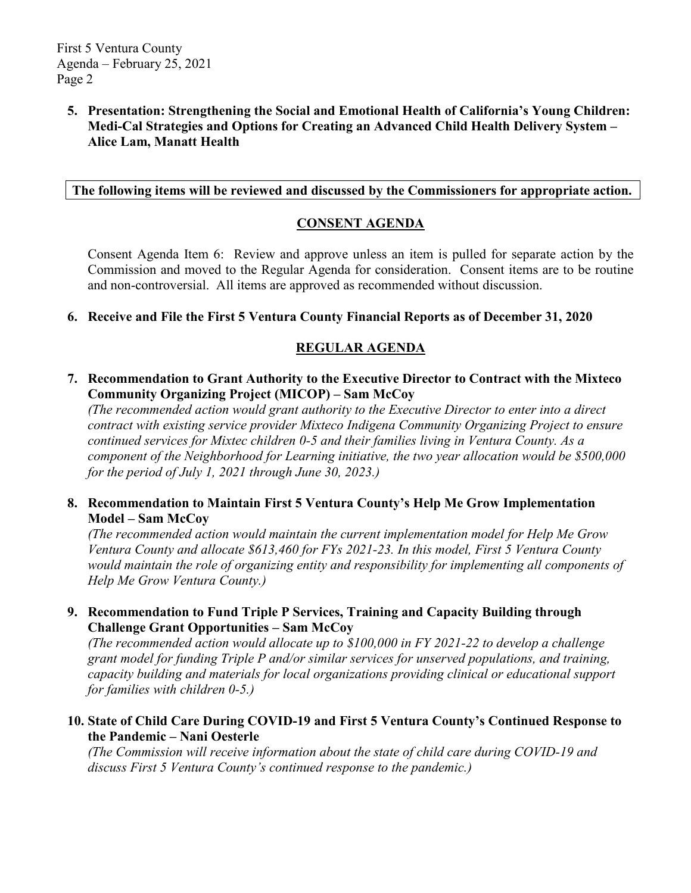**5. Presentation: Strengthening the Social and Emotional Health of California's Young Children: Medi-Cal Strategies and Options for Creating an Advanced Child Health Delivery System – Alice Lam, Manatt Health**

**The following items will be reviewed and discussed by the Commissioners for appropriate action.**

## CONSENT AGENDA

Consent Agenda Item 6: Review and approve unless an item is pulled for separate action by the Commission and moved to the Regular Agenda for consideration. Consent items are to be routine and non-controversial. All items are approved as recommended without discussion.

**6. Receive and File the First 5 Ventura County Financial Reports as of December 31, 2020**

## REGULAR AGENDA

**7. Recommendation to Grant Authority to the Executive Director to Contract with the Mixteco Community Organizing Project (MICOP) – Sam McCoy**

*(The recommended action would grant authority to the Executive Director to enter into a direct contract with existing service provider Mixteco Indigena Community Organizing Project to ensure continued services for Mixtec children 0-5 and their families living in Ventura County. As a component of the Neighborhood for Learning initiative, the two year allocation would be $500,000 for the period of July 1, 2021 through June 30, 2023.)*

**8. Recommendation to Maintain First 5 Ventura County's Help Me Grow Implementation Model – Sam McCoy**

*(The recommended action would maintain the current implementation model for Help Me Grow Ventura County and allocate $613,460 for FYs 2021-23. In this model, First 5 Ventura County would maintain the role of organizing entity and responsibility for implementing all components of Help Me Grow Ventura County.)*

**9. Recommendation to Fund Triple P Services, Training and Capacity Building through Challenge Grant Opportunities – Sam McCoy**

*(The recommended action would allocate up to $100,000 in FY 2021-22 to develop a challenge grant model for funding Triple P and/or similar services for unserved populations, and training, capacity building and materials for local organizations providing clinical or educational support for families with children 0-5.)*

**10. State of Child Care During COVID-19 and First 5 Ventura County's Continued Response to the Pandemic – Nani Oesterle**

*(The Commission will receive information about the state of child care during COVID-19 and discuss First 5 Ventura County's continued response to the pandemic.)*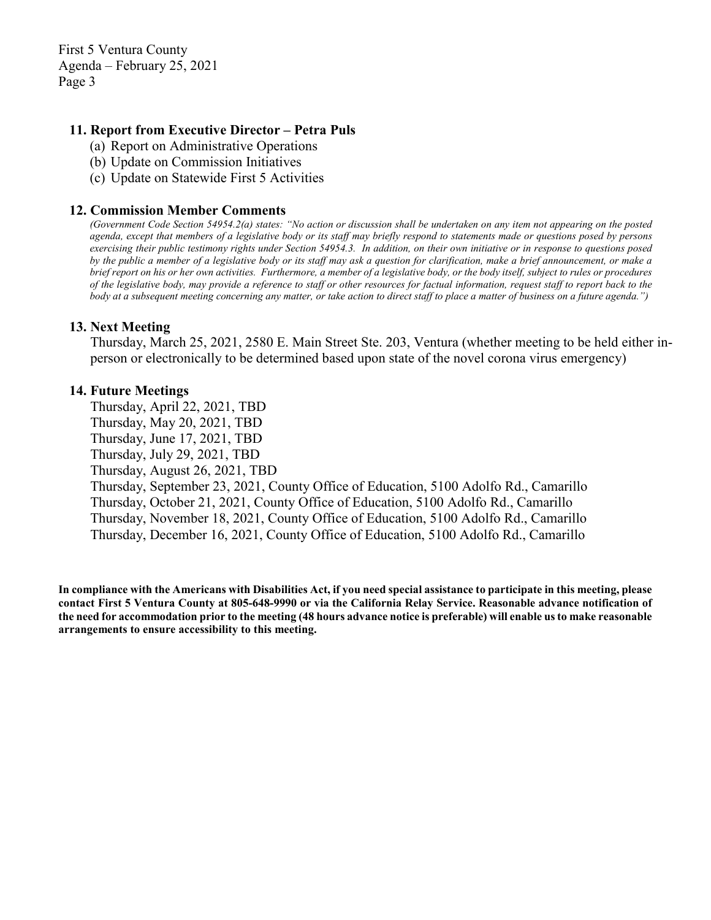## 11. Report from Executive Director – Petra Puls

(a) Report on Administrative Operations
(b) Update on Commission Initiatives
(c) Update on Statewide First 5 Activities

## 12. Commission Member Comments

*(Government Code Section 54954.2(a) states: "No action or discussion shall be undertaken on any item not appearing on the posted agenda, except that members of a legislative body or its staff may briefly respond to statements made or questions posed by persons exercising their public testimony rights under Section 54954.3. In addition, on their own initiative or in response to questions posed by the public a member of a legislative body or its staff may ask a question for clarification, make a brief announcement, or make a brief report on his or her own activities. Furthermore, a member of a legislative body, or the body itself, subject to rules or procedures of the legislative body, may provide a reference to staff or other resources for factual information, request staff to report back to the body at a subsequent meeting concerning any matter, or take action to direct staff to place a matter of business on a future agenda.")*

## 13. Next Meeting

Thursday, March 25, 2021, 2580 E. Main Street Ste. 203, Ventura (whether meeting to be held either in-person or electronically to be determined based upon state of the novel corona virus emergency)

## 14. Future Meetings

Thursday, April 22, 2021, TBD
Thursday, May 20, 2021, TBD
Thursday, June 17, 2021, TBD
Thursday, July 29, 2021, TBD
Thursday, August 26, 2021, TBD
Thursday, September 23, 2021, County Office of Education, 5100 Adolfo Rd., Camarillo
Thursday, October 21, 2021, County Office of Education, 5100 Adolfo Rd., Camarillo
Thursday, November 18, 2021, County Office of Education, 5100 Adolfo Rd., Camarillo
Thursday, December 16, 2021, County Office of Education, 5100 Adolfo Rd., Camarillo

**In compliance with the Americans with Disabilities Act, if you need special assistance to participate in this meeting, please contact First 5 Ventura County at 805-648-9990 or via the California Relay Service. Reasonable advance notification of the need for accommodation prior to the meeting (48 hours advance notice is preferable) will enable us to make reasonable arrangements to ensure accessibility to this meeting.**